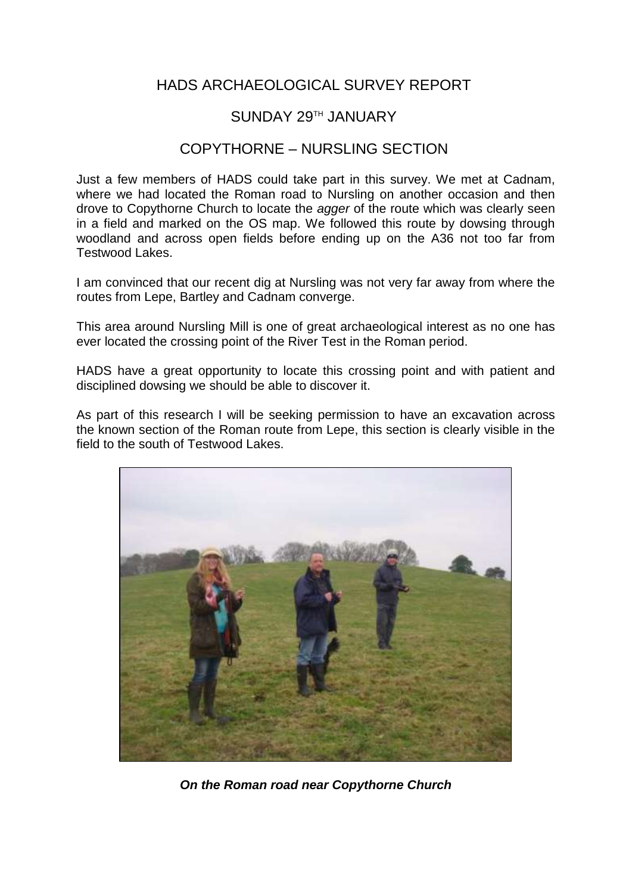# HADS ARCHAEOLOGICAL SURVEY REPORT

## SUNDAY 29TH JANUARY

## COPYTHORNE – NURSLING SECTION

Just a few members of HADS could take part in this survey. We met at Cadnam, where we had located the Roman road to Nursling on another occasion and then drove to Copythorne Church to locate the *agger* of the route which was clearly seen in a field and marked on the OS map. We followed this route by dowsing through woodland and across open fields before ending up on the A36 not too far from Testwood Lakes.

I am convinced that our recent dig at Nursling was not very far away from where the routes from Lepe, Bartley and Cadnam converge.

This area around Nursling Mill is one of great archaeological interest as no one has ever located the crossing point of the River Test in the Roman period.

HADS have a great opportunity to locate this crossing point and with patient and disciplined dowsing we should be able to discover it.

As part of this research I will be seeking permission to have an excavation across the known section of the Roman route from Lepe, this section is clearly visible in the field to the south of Testwood Lakes.

***On the Roman road near Copythorne Church***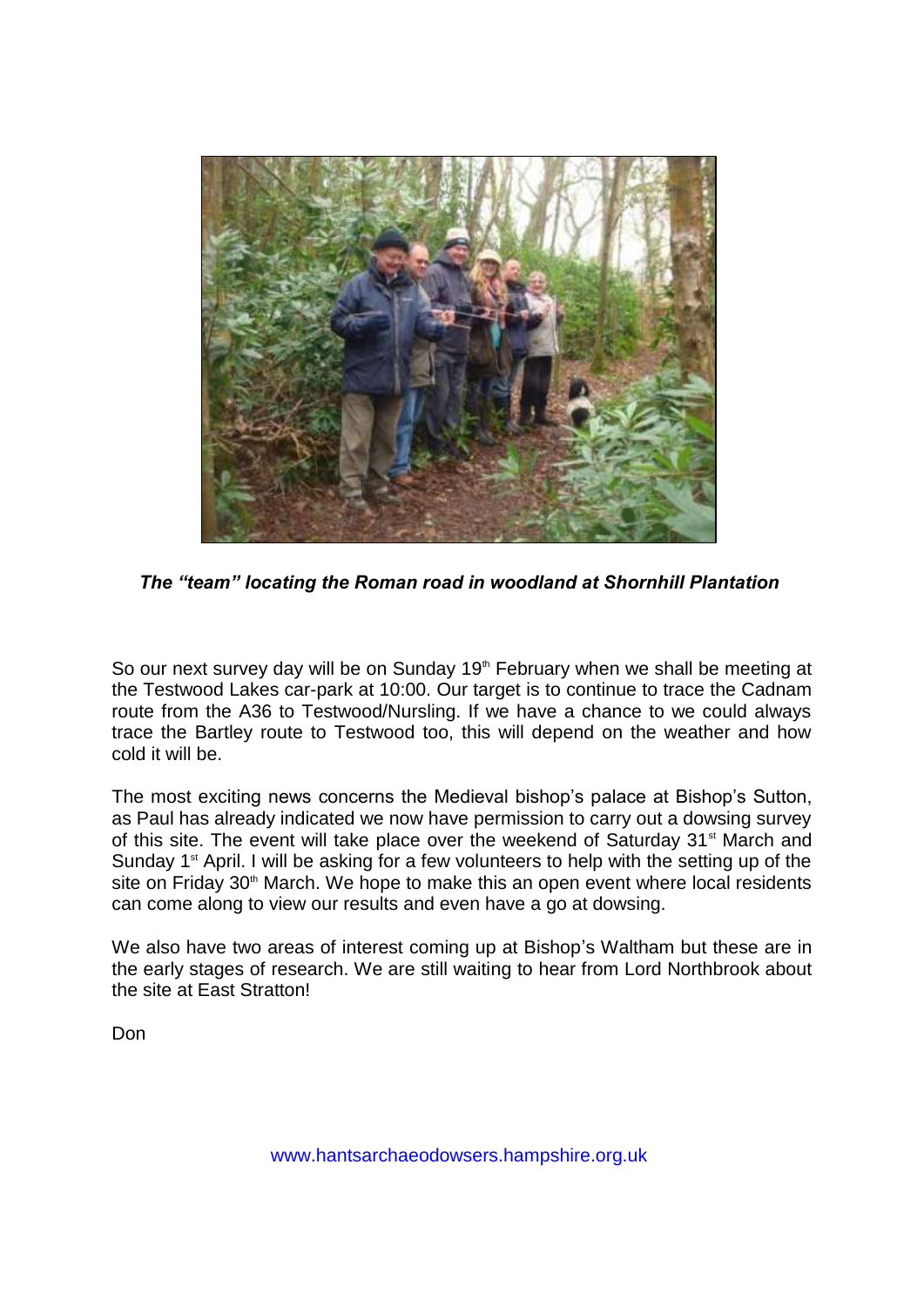*The "team" locating the Roman road in woodland at Shornhill Plantation*

So our next survey day will be on Sunday 19th February when we shall be meeting at the Testwood Lakes car-park at 10:00. Our target is to continue to trace the Cadnam route from the A36 to Testwood/Nursling. If we have a chance to we could always trace the Bartley route to Testwood too, this will depend on the weather and how cold it will be.

The most exciting news concerns the Medieval bishop's palace at Bishop's Sutton, as Paul has already indicated we now have permission to carry out a dowsing survey of this site. The event will take place over the weekend of Saturday 31st March and Sunday 1st April. I will be asking for a few volunteers to help with the setting up of the site on Friday 30th March. We hope to make this an open event where local residents can come along to view our results and even have a go at dowsing.

We also have two areas of interest coming up at Bishop's Waltham but these are in the early stages of research. We are still waiting to hear from Lord Northbrook about the site at East Stratton!

Don

www.hantsarchaeodowsers.hampshire.org.uk